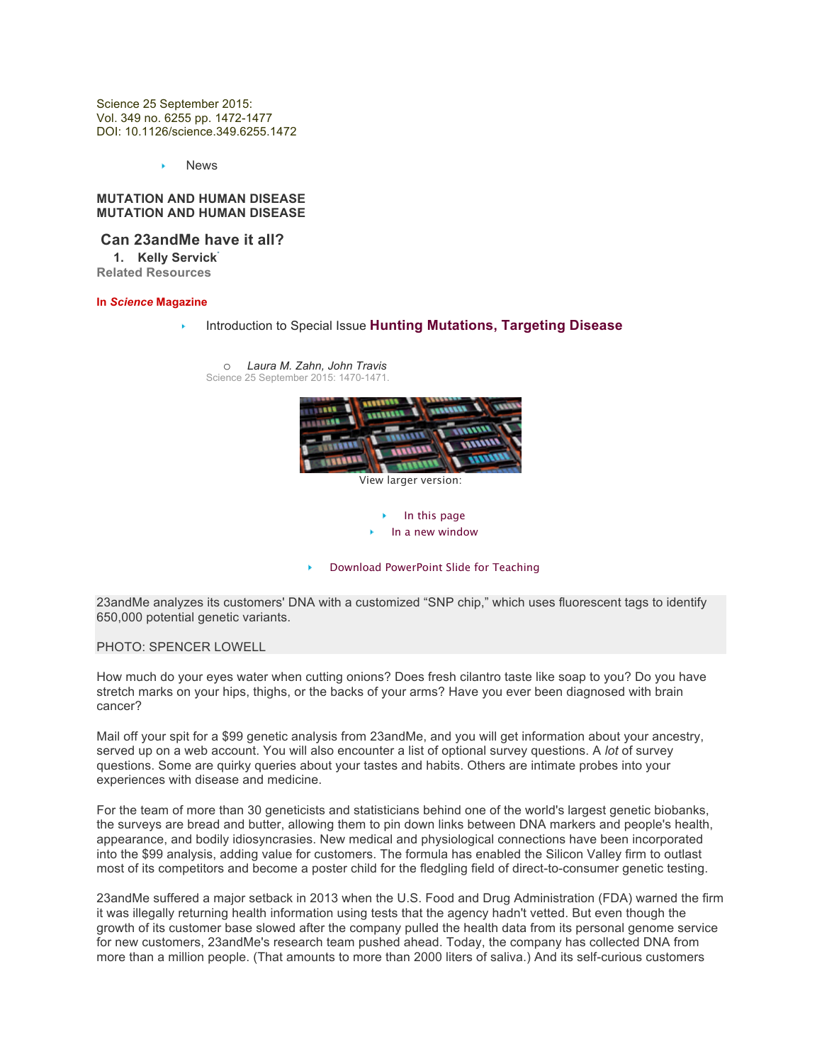Science 25 September 2015:
Vol. 349 no. 6255 pp. 1472-1477
DOI: 10.1126/science.349.6255.1472

- News

**MUTATION AND HUMAN DISEASE**
**MUTATION AND HUMAN DISEASE**

# Can 23andMe have it all?

1. **Kelly Servick**

**Related Resources**

**In *Science* Magazine**

- Introduction to Special Issue **Hunting Mutations, Targeting Disease**
  - *Laura M. Zahn, John Travis*
    Science 25 September 2015: 1470-1471.

View larger version:

- In this page
- In a new window

- Download PowerPoint Slide for Teaching

23andMe analyzes its customers' DNA with a customized "SNP chip," which uses fluorescent tags to identify 650,000 potential genetic variants.

PHOTO: SPENCER LOWELL

How much do your eyes water when cutting onions? Does fresh cilantro taste like soap to you? Do you have stretch marks on your hips, thighs, or the backs of your arms? Have you ever been diagnosed with brain cancer?

Mail off your spit for a $99 genetic analysis from 23andMe, and you will get information about your ancestry, served up on a web account. You will also encounter a list of optional survey questions. A *lot* of survey questions. Some are quirky queries about your tastes and habits. Others are intimate probes into your experiences with disease and medicine.

For the team of more than 30 geneticists and statisticians behind one of the world's largest genetic biobanks, the surveys are bread and butter, allowing them to pin down links between DNA markers and people's health, appearance, and bodily idiosyncrasies. New medical and physiological connections have been incorporated into the $99 analysis, adding value for customers. The formula has enabled the Silicon Valley firm to outlast most of its competitors and become a poster child for the fledgling field of direct-to-consumer genetic testing.

23andMe suffered a major setback in 2013 when the U.S. Food and Drug Administration (FDA) warned the firm it was illegally returning health information using tests that the agency hadn't vetted. But even though the growth of its customer base slowed after the company pulled the health data from its personal genome service for new customers, 23andMe's research team pushed ahead. Today, the company has collected DNA from more than a million people. (That amounts to more than 2000 liters of saliva.) And its self-curious customers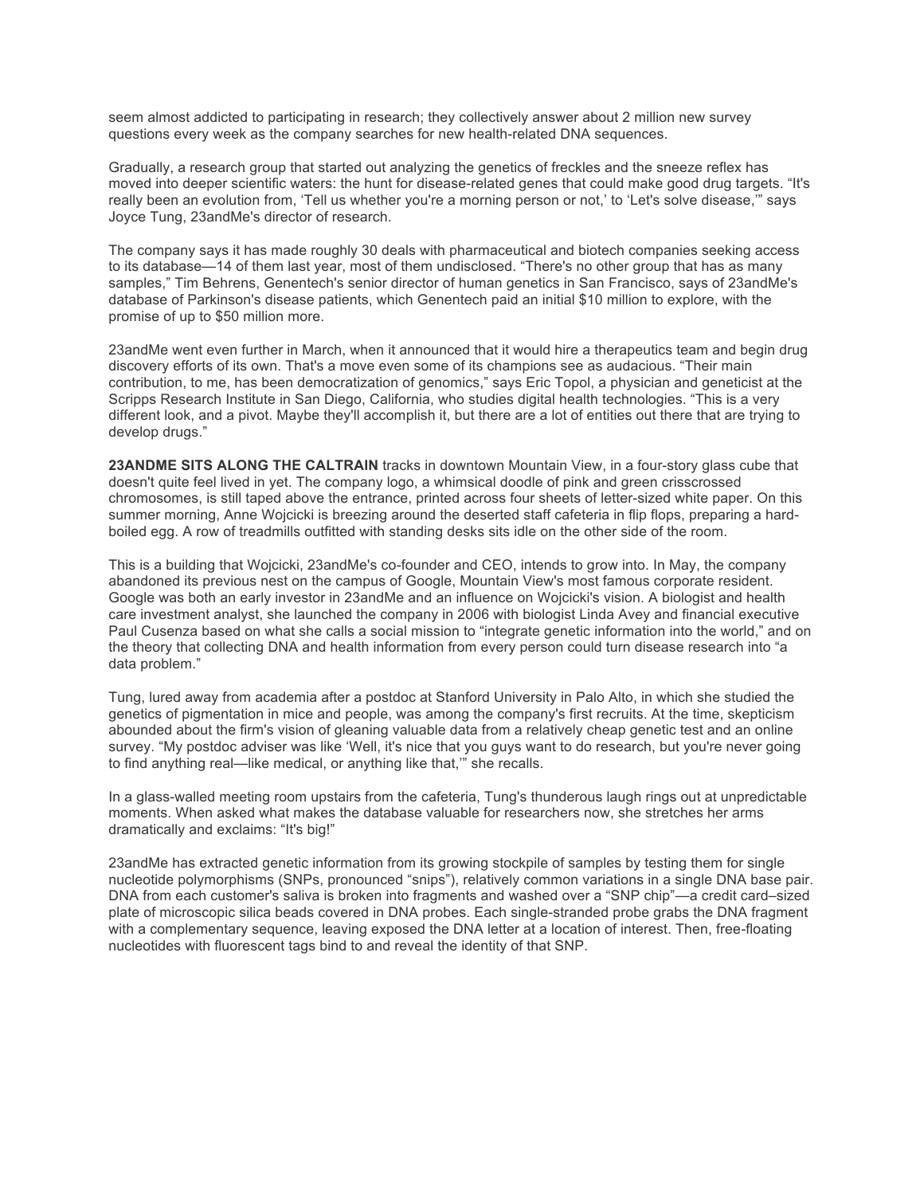seem almost addicted to participating in research; they collectively answer about 2 million new survey questions every week as the company searches for new health-related DNA sequences.

Gradually, a research group that started out analyzing the genetics of freckles and the sneeze reflex has moved into deeper scientific waters: the hunt for disease-related genes that could make good drug targets. “It's really been an evolution from, ‘Tell us whether you're a morning person or not,’ to ‘Let's solve disease,’” says Joyce Tung, 23andMe's director of research.

The company says it has made roughly 30 deals with pharmaceutical and biotech companies seeking access to its database—14 of them last year, most of them undisclosed. “There's no other group that has as many samples,” Tim Behrens, Genentech's senior director of human genetics in San Francisco, says of 23andMe's database of Parkinson's disease patients, which Genentech paid an initial $10 million to explore, with the promise of up to $50 million more.

23andMe went even further in March, when it announced that it would hire a therapeutics team and begin drug discovery efforts of its own. That's a move even some of its champions see as audacious. “Their main contribution, to me, has been democratization of genomics,” says Eric Topol, a physician and geneticist at the Scripps Research Institute in San Diego, California, who studies digital health technologies. “This is a very different look, and a pivot. Maybe they'll accomplish it, but there are a lot of entities out there that are trying to develop drugs.”

**23ANDME SITS ALONG THE CALTRAIN** tracks in downtown Mountain View, in a four-story glass cube that doesn't quite feel lived in yet. The company logo, a whimsical doodle of pink and green crisscrossed chromosomes, is still taped above the entrance, printed across four sheets of letter-sized white paper. On this summer morning, Anne Wojcicki is breezing around the deserted staff cafeteria in flip flops, preparing a hard-boiled egg. A row of treadmills outfitted with standing desks sits idle on the other side of the room.

This is a building that Wojcicki, 23andMe's co-founder and CEO, intends to grow into. In May, the company abandoned its previous nest on the campus of Google, Mountain View's most famous corporate resident. Google was both an early investor in 23andMe and an influence on Wojcicki's vision. A biologist and health care investment analyst, she launched the company in 2006 with biologist Linda Avey and financial executive Paul Cusenza based on what she calls a social mission to “integrate genetic information into the world,” and on the theory that collecting DNA and health information from every person could turn disease research into “a data problem.”

Tung, lured away from academia after a postdoc at Stanford University in Palo Alto, in which she studied the genetics of pigmentation in mice and people, was among the company's first recruits. At the time, skepticism abounded about the firm's vision of gleaning valuable data from a relatively cheap genetic test and an online survey. “My postdoc adviser was like ‘Well, it's nice that you guys want to do research, but you're never going to find anything real—like medical, or anything like that,’” she recalls.

In a glass-walled meeting room upstairs from the cafeteria, Tung's thunderous laugh rings out at unpredictable moments. When asked what makes the database valuable for researchers now, she stretches her arms dramatically and exclaims: “It's big!”

23andMe has extracted genetic information from its growing stockpile of samples by testing them for single nucleotide polymorphisms (SNPs, pronounced “snips”), relatively common variations in a single DNA base pair. DNA from each customer's saliva is broken into fragments and washed over a “SNP chip”—a credit card–sized plate of microscopic silica beads covered in DNA probes. Each single-stranded probe grabs the DNA fragment with a complementary sequence, leaving exposed the DNA letter at a location of interest. Then, free-floating nucleotides with fluorescent tags bind to and reveal the identity of that SNP.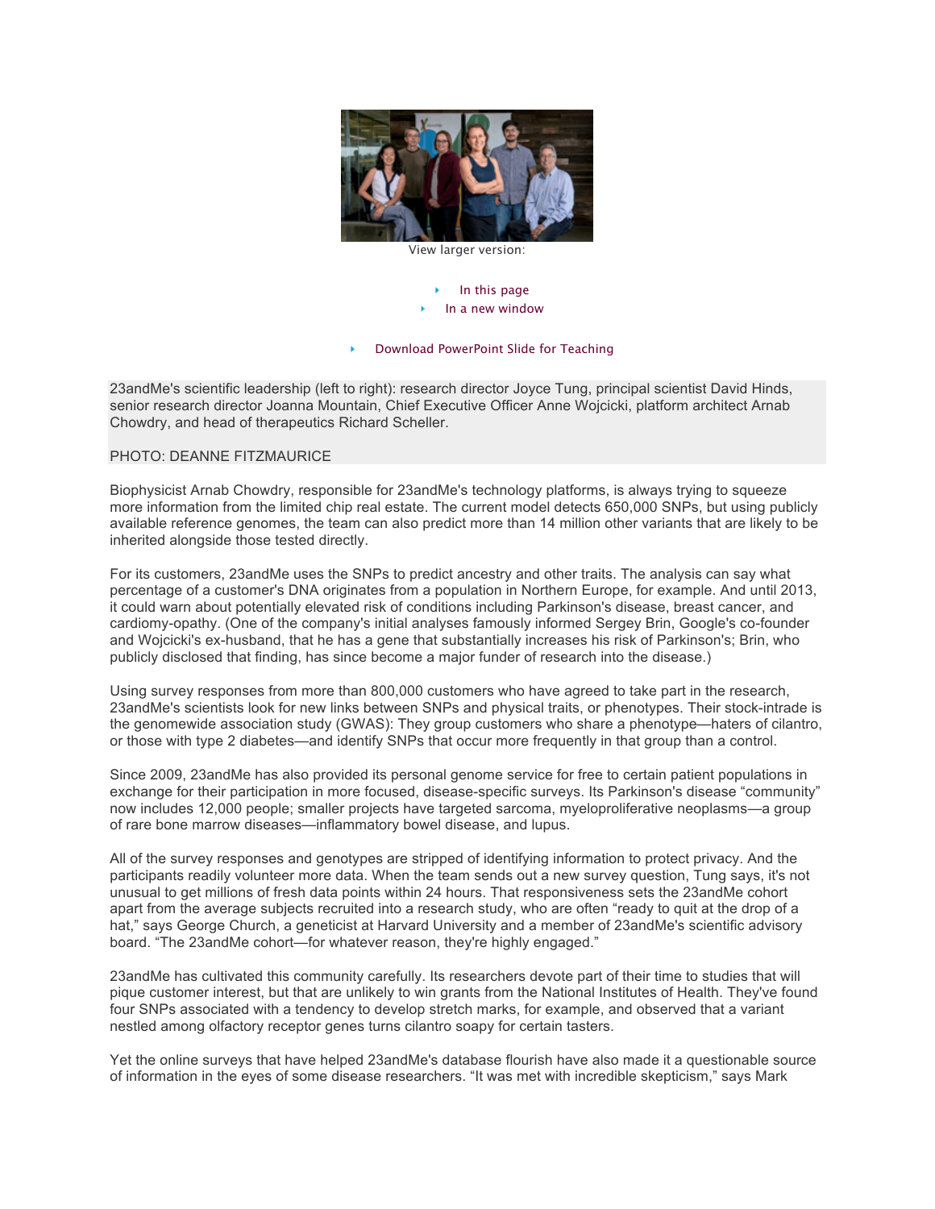View larger version:

- In this page
- In a new window

- Download PowerPoint Slide for Teaching

23andMe's scientific leadership (left to right): research director Joyce Tung, principal scientist David Hinds, senior research director Joanna Mountain, Chief Executive Officer Anne Wojcicki, platform architect Arnab Chowdry, and head of therapeutics Richard Scheller.

PHOTO: DEANNE FITZMAURICE

Biophysicist Arnab Chowdry, responsible for 23andMe's technology platforms, is always trying to squeeze more information from the limited chip real estate. The current model detects 650,000 SNPs, but using publicly available reference genomes, the team can also predict more than 14 million other variants that are likely to be inherited alongside those tested directly.

For its customers, 23andMe uses the SNPs to predict ancestry and other traits. The analysis can say what percentage of a customer's DNA originates from a population in Northern Europe, for example. And until 2013, it could warn about potentially elevated risk of conditions including Parkinson's disease, breast cancer, and cardiomy-opathy. (One of the company's initial analyses famously informed Sergey Brin, Google's co-founder and Wojcicki's ex-husband, that he has a gene that substantially increases his risk of Parkinson's; Brin, who publicly disclosed that finding, has since become a major funder of research into the disease.)

Using survey responses from more than 800,000 customers who have agreed to take part in the research, 23andMe's scientists look for new links between SNPs and physical traits, or phenotypes. Their stock-intrade is the genomewide association study (GWAS): They group customers who share a phenotype—haters of cilantro, or those with type 2 diabetes—and identify SNPs that occur more frequently in that group than a control.

Since 2009, 23andMe has also provided its personal genome service for free to certain patient populations in exchange for their participation in more focused, disease-specific surveys. Its Parkinson's disease "community" now includes 12,000 people; smaller projects have targeted sarcoma, myeloproliferative neoplasms—a group of rare bone marrow diseases—inflammatory bowel disease, and lupus.

All of the survey responses and genotypes are stripped of identifying information to protect privacy. And the participants readily volunteer more data. When the team sends out a new survey question, Tung says, it's not unusual to get millions of fresh data points within 24 hours. That responsiveness sets the 23andMe cohort apart from the average subjects recruited into a research study, who are often "ready to quit at the drop of a hat," says George Church, a geneticist at Harvard University and a member of 23andMe's scientific advisory board. "The 23andMe cohort—for whatever reason, they're highly engaged."

23andMe has cultivated this community carefully. Its researchers devote part of their time to studies that will pique customer interest, but that are unlikely to win grants from the National Institutes of Health. They've found four SNPs associated with a tendency to develop stretch marks, for example, and observed that a variant nestled among olfactory receptor genes turns cilantro soapy for certain tasters.

Yet the online surveys that have helped 23andMe's database flourish have also made it a questionable source of information in the eyes of some disease researchers. "It was met with incredible skepticism," says Mark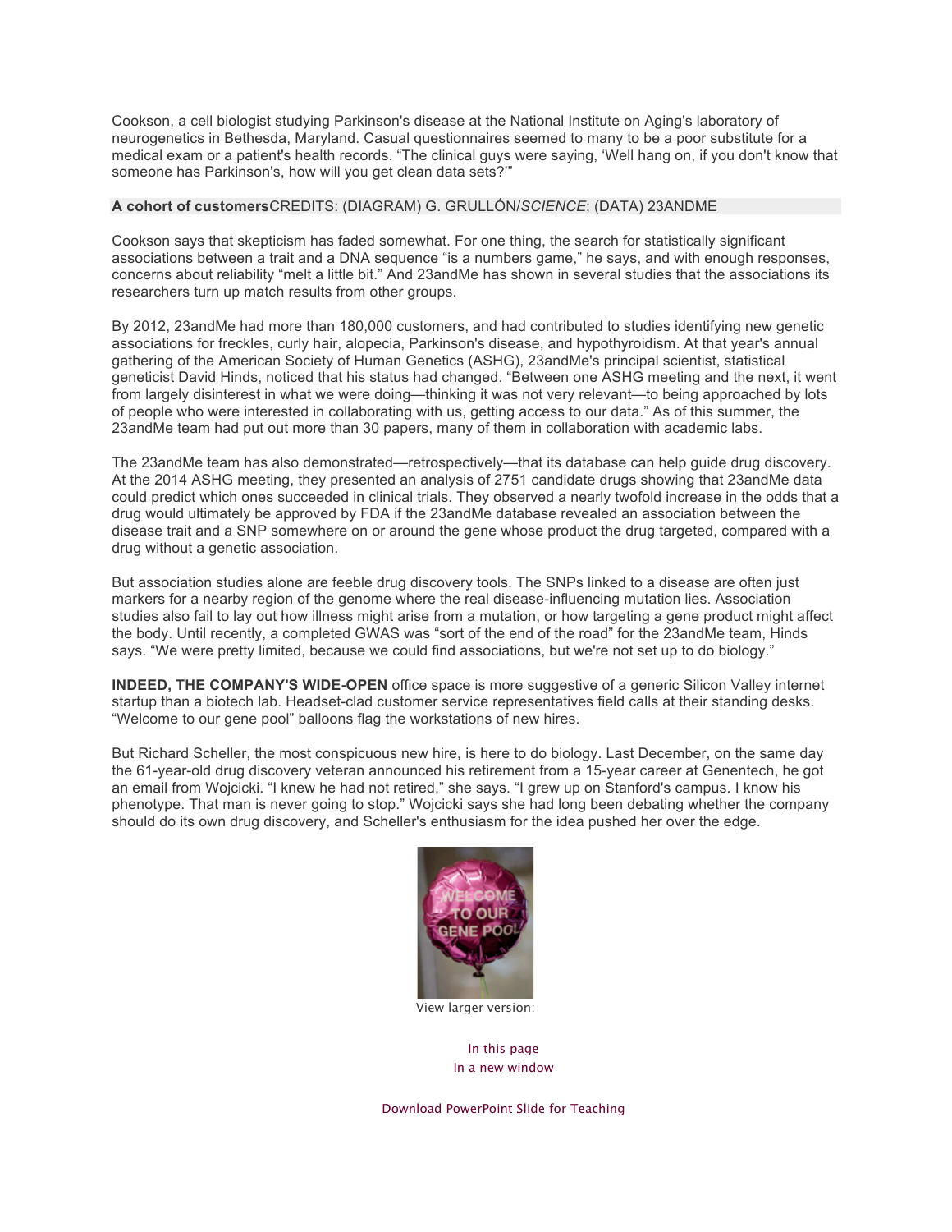Cookson, a cell biologist studying Parkinson's disease at the National Institute on Aging's laboratory of neurogenetics in Bethesda, Maryland. Casual questionnaires seemed to many to be a poor substitute for a medical exam or a patient's health records. "The clinical guys were saying, 'Well hang on, if you don't know that someone has Parkinson's, how will you get clean data sets?'"

**A cohort of customers**CREDITS: (DIAGRAM) G. GRULLÓN/*SCIENCE*; (DATA) 23ANDME

Cookson says that skepticism has faded somewhat. For one thing, the search for statistically significant associations between a trait and a DNA sequence "is a numbers game," he says, and with enough responses, concerns about reliability "melt a little bit." And 23andMe has shown in several studies that the associations its researchers turn up match results from other groups.

By 2012, 23andMe had more than 180,000 customers, and had contributed to studies identifying new genetic associations for freckles, curly hair, alopecia, Parkinson's disease, and hypothyroidism. At that year's annual gathering of the American Society of Human Genetics (ASHG), 23andMe's principal scientist, statistical geneticist David Hinds, noticed that his status had changed. "Between one ASHG meeting and the next, it went from largely disinterest in what we were doing—thinking it was not very relevant—to being approached by lots of people who were interested in collaborating with us, getting access to our data." As of this summer, the 23andMe team had put out more than 30 papers, many of them in collaboration with academic labs.

The 23andMe team has also demonstrated—retrospectively—that its database can help guide drug discovery. At the 2014 ASHG meeting, they presented an analysis of 2751 candidate drugs showing that 23andMe data could predict which ones succeeded in clinical trials. They observed a nearly twofold increase in the odds that a drug would ultimately be approved by FDA if the 23andMe database revealed an association between the disease trait and a SNP somewhere on or around the gene whose product the drug targeted, compared with a drug without a genetic association.

But association studies alone are feeble drug discovery tools. The SNPs linked to a disease are often just markers for a nearby region of the genome where the real disease-influencing mutation lies. Association studies also fail to lay out how illness might arise from a mutation, or how targeting a gene product might affect the body. Until recently, a completed GWAS was "sort of the end of the road" for the 23andMe team, Hinds says. "We were pretty limited, because we could find associations, but we're not set up to do biology."

**INDEED, THE COMPANY'S WIDE-OPEN** office space is more suggestive of a generic Silicon Valley internet startup than a biotech lab. Headset-clad customer service representatives field calls at their standing desks. "Welcome to our gene pool" balloons flag the workstations of new hires.

But Richard Scheller, the most conspicuous new hire, is here to do biology. Last December, on the same day the 61-year-old drug discovery veteran announced his retirement from a 15-year career at Genentech, he got an email from Wojcicki. "I knew he had not retired," she says. "I grew up on Stanford's campus. I know his phenotype. That man is never going to stop." Wojcicki says she had long been debating whether the company should do its own drug discovery, and Scheller's enthusiasm for the idea pushed her over the edge.

View larger version:

In this page
In a new window

Download PowerPoint Slide for Teaching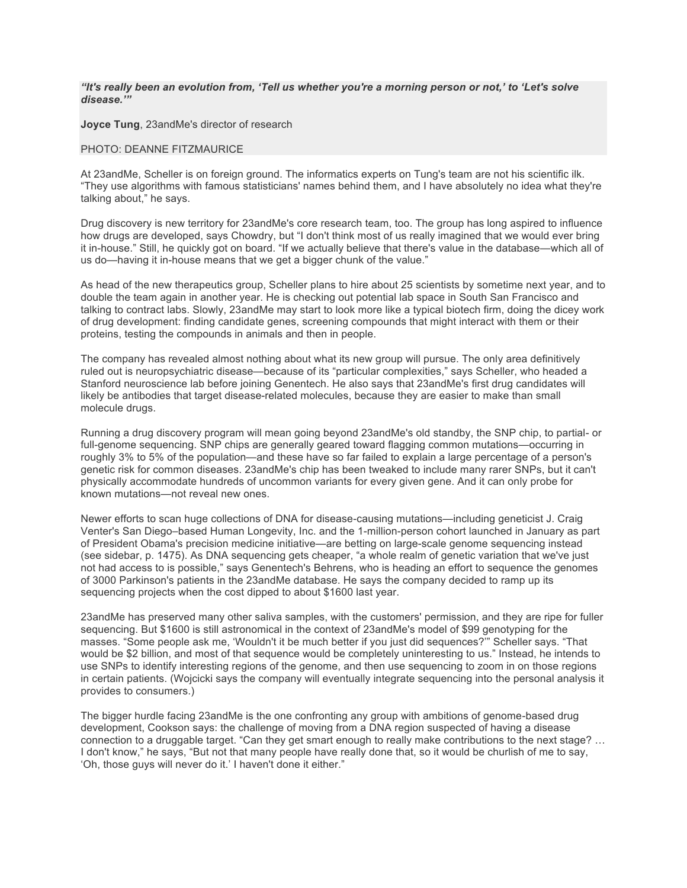***"It's really been an evolution from, 'Tell us whether you're a morning person or not,' to 'Let's solve disease.'"***

**Joyce Tung**, 23andMe's director of research

PHOTO: DEANNE FITZMAURICE

At 23andMe, Scheller is on foreign ground. The informatics experts on Tung's team are not his scientific ilk. "They use algorithms with famous statisticians' names behind them, and I have absolutely no idea what they're talking about," he says.

Drug discovery is new territory for 23andMe's core research team, too. The group has long aspired to influence how drugs are developed, says Chowdry, but "I don't think most of us really imagined that we would ever bring it in-house." Still, he quickly got on board. "If we actually believe that there's value in the database—which all of us do—having it in-house means that we get a bigger chunk of the value."

As head of the new therapeutics group, Scheller plans to hire about 25 scientists by sometime next year, and to double the team again in another year. He is checking out potential lab space in South San Francisco and talking to contract labs. Slowly, 23andMe may start to look more like a typical biotech firm, doing the dicey work of drug development: finding candidate genes, screening compounds that might interact with them or their proteins, testing the compounds in animals and then in people.

The company has revealed almost nothing about what its new group will pursue. The only area definitively ruled out is neuropsychiatric disease—because of its "particular complexities," says Scheller, who headed a Stanford neuroscience lab before joining Genentech. He also says that 23andMe's first drug candidates will likely be antibodies that target disease-related molecules, because they are easier to make than small molecule drugs.

Running a drug discovery program will mean going beyond 23andMe's old standby, the SNP chip, to partial- or full-genome sequencing. SNP chips are generally geared toward flagging common mutations—occurring in roughly 3% to 5% of the population—and these have so far failed to explain a large percentage of a person's genetic risk for common diseases. 23andMe's chip has been tweaked to include many rarer SNPs, but it can't physically accommodate hundreds of uncommon variants for every given gene. And it can only probe for known mutations—not reveal new ones.

Newer efforts to scan huge collections of DNA for disease-causing mutations—including geneticist J. Craig Venter's San Diego–based Human Longevity, Inc. and the 1-million-person cohort launched in January as part of President Obama's precision medicine initiative—are betting on large-scale genome sequencing instead (see sidebar, p. 1475). As DNA sequencing gets cheaper, "a whole realm of genetic variation that we've just not had access to is possible," says Genentech's Behrens, who is heading an effort to sequence the genomes of 3000 Parkinson's patients in the 23andMe database. He says the company decided to ramp up its sequencing projects when the cost dipped to about $1600 last year.

23andMe has preserved many other saliva samples, with the customers' permission, and they are ripe for fuller sequencing. But $1600 is still astronomical in the context of 23andMe's model of $99 genotyping for the masses. "Some people ask me, 'Wouldn't it be much better if you just did sequences?'" Scheller says. "That would be $2 billion, and most of that sequence would be completely uninteresting to us." Instead, he intends to use SNPs to identify interesting regions of the genome, and then use sequencing to zoom in on those regions in certain patients. (Wojcicki says the company will eventually integrate sequencing into the personal analysis it provides to consumers.)

The bigger hurdle facing 23andMe is the one confronting any group with ambitions of genome-based drug development, Cookson says: the challenge of moving from a DNA region suspected of having a disease connection to a druggable target. "Can they get smart enough to really make contributions to the next stage? … I don't know," he says, "But not that many people have really done that, so it would be churlish of me to say, 'Oh, those guys will never do it.' I haven't done it either."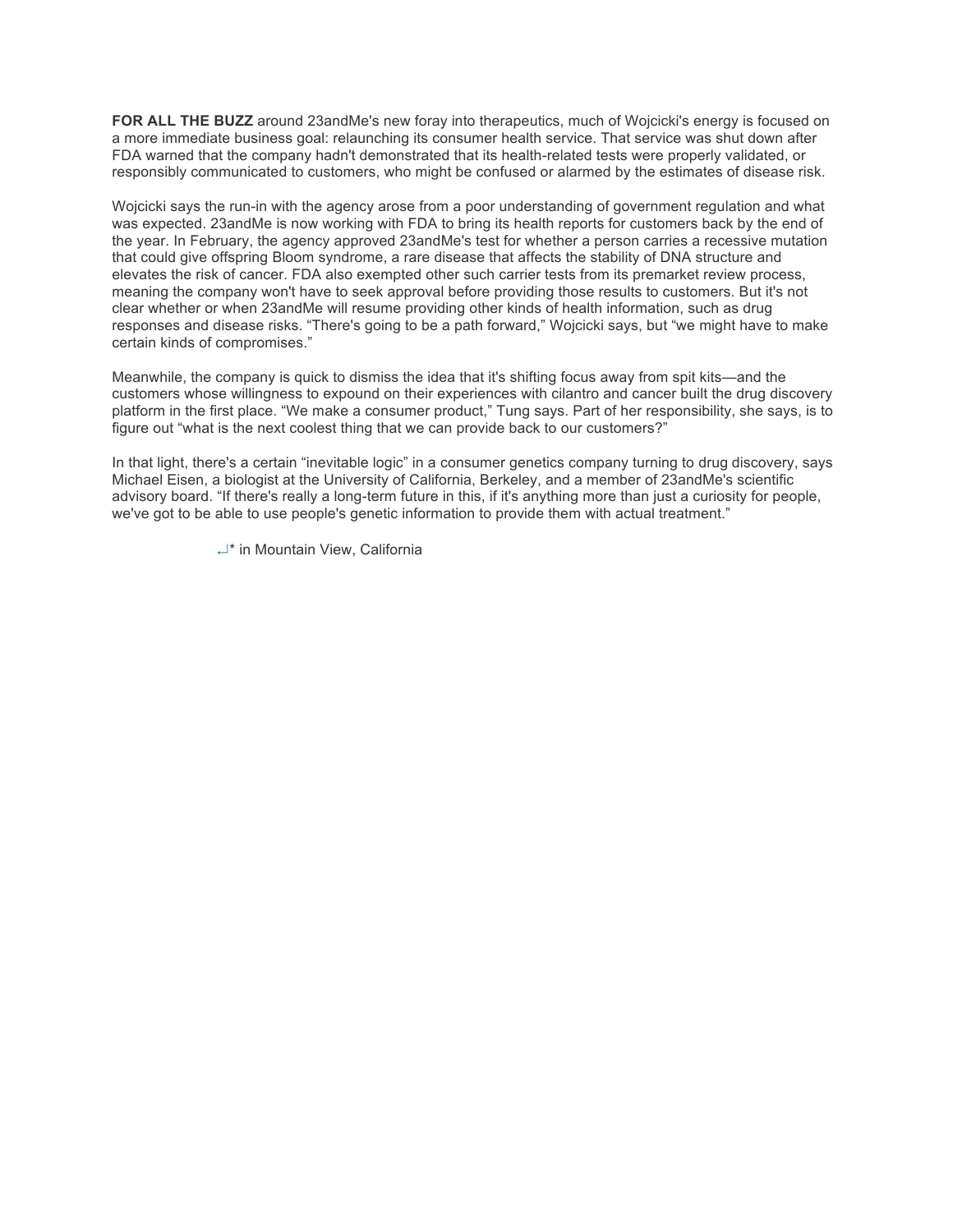**FOR ALL THE BUZZ** around 23andMe's new foray into therapeutics, much of Wojcicki's energy is focused on a more immediate business goal: relaunching its consumer health service. That service was shut down after FDA warned that the company hadn't demonstrated that its health-related tests were properly validated, or responsibly communicated to customers, who might be confused or alarmed by the estimates of disease risk.

Wojcicki says the run-in with the agency arose from a poor understanding of government regulation and what was expected. 23andMe is now working with FDA to bring its health reports for customers back by the end of the year. In February, the agency approved 23andMe's test for whether a person carries a recessive mutation that could give offspring Bloom syndrome, a rare disease that affects the stability of DNA structure and elevates the risk of cancer. FDA also exempted other such carrier tests from its premarket review process, meaning the company won't have to seek approval before providing those results to customers. But it's not clear whether or when 23andMe will resume providing other kinds of health information, such as drug responses and disease risks. “There's going to be a path forward,” Wojcicki says, but “we might have to make certain kinds of compromises.”

Meanwhile, the company is quick to dismiss the idea that it's shifting focus away from spit kits—and the customers whose willingness to expound on their experiences with cilantro and cancer built the drug discovery platform in the first place. “We make a consumer product,” Tung says. Part of her responsibility, she says, is to figure out “what is the next coolest thing that we can provide back to our customers?”

In that light, there's a certain “inevitable logic” in a consumer genetics company turning to drug discovery, says Michael Eisen, a biologist at the University of California, Berkeley, and a member of 23andMe's scientific advisory board. “If there's really a long-term future in this, if it's anything more than just a curiosity for people, we've got to be able to use people's genetic information to provide them with actual treatment.”

↵* in Mountain View, California